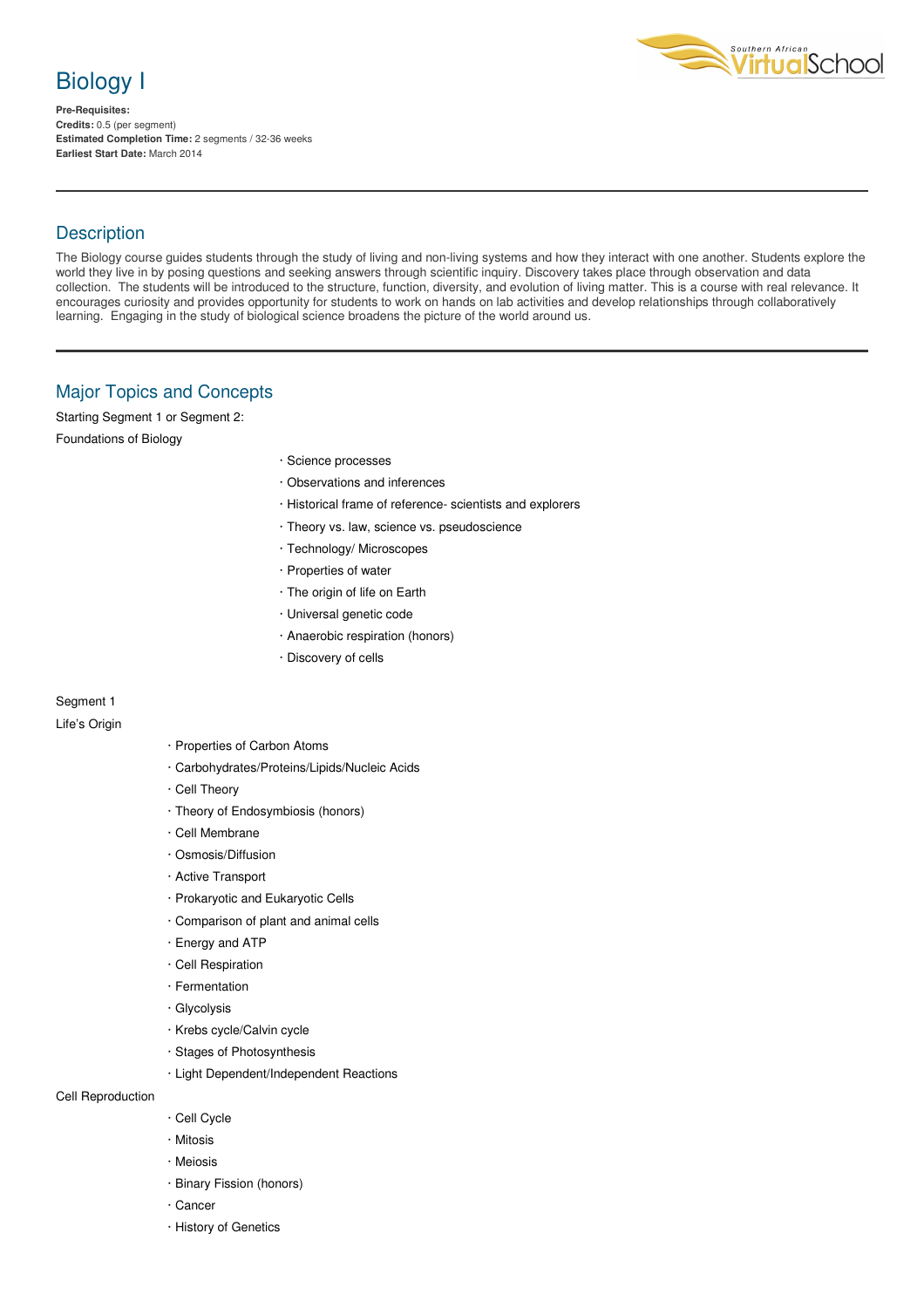# Biology I

**Pre-Requisites:**
**Credits:** 0.5 (per segment)
**Estimated Completion Time:** 2 segments / 32-36 weeks
**Earliest Start Date:** March 2014

---

## Description

The Biology course guides students through the study of living and non-living systems and how they interact with one another. Students explore the world they live in by posing questions and seeking answers through scientific inquiry. Discovery takes place through observation and data collection. The students will be introduced to the structure, function, diversity, and evolution of living matter. This is a course with real relevance. It encourages curiosity and provides opportunity for students to work on hands on lab activities and develop relationships through collaboratively learning. Engaging in the study of biological science broadens the picture of the world around us.

---

## Major Topics and Concepts

Starting Segment 1 or Segment 2:

Foundations of Biology

- Science processes
- Observations and inferences
- Historical frame of reference- scientists and explorers
- Theory vs. law, science vs. pseudoscience
- Technology/ Microscopes
- Properties of water
- The origin of life on Earth
- Universal genetic code
- Anaerobic respiration (honors)
- Discovery of cells

Segment 1

Life's Origin

- Properties of Carbon Atoms
- Carbohydrates/Proteins/Lipids/Nucleic Acids
- Cell Theory
- Theory of Endosymbiosis (honors)
- Cell Membrane
- Osmosis/Diffusion
- Active Transport
- Prokaryotic and Eukaryotic Cells
- Comparison of plant and animal cells
- Energy and ATP
- Cell Respiration
- Fermentation
- Glycolysis
- Krebs cycle/Calvin cycle
- Stages of Photosynthesis
- Light Dependent/Independent Reactions

Cell Reproduction

- Cell Cycle
- Mitosis
- Meiosis
- Binary Fission (honors)
- Cancer
- History of Genetics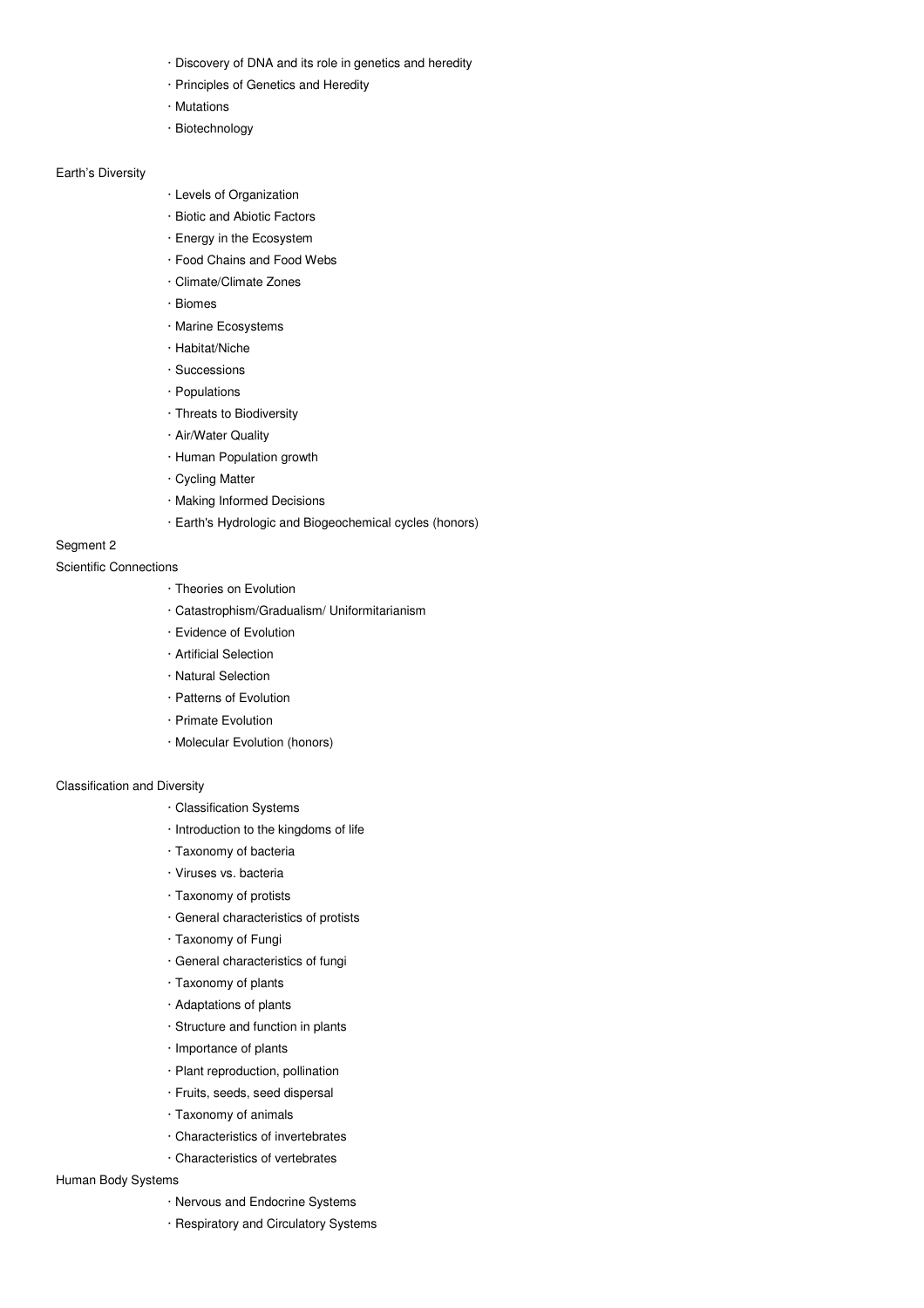- Discovery of DNA and its role in genetics and heredity
- Principles of Genetics and Heredity
- Mutations
- Biotechnology

Earth's Diversity

- Levels of Organization
- Biotic and Abiotic Factors
- Energy in the Ecosystem
- Food Chains and Food Webs
- Climate/Climate Zones
- Biomes
- Marine Ecosystems
- Habitat/Niche
- Successions
- Populations
- Threats to Biodiversity
- Air/Water Quality
- Human Population growth
- Cycling Matter
- Making Informed Decisions
- Earth's Hydrologic and Biogeochemical cycles (honors)

Segment 2

Scientific Connections

- Theories on Evolution
- Catastrophism/Gradualism/ Uniformitarianism
- Evidence of Evolution
- Artificial Selection
- Natural Selection
- Patterns of Evolution
- Primate Evolution
- Molecular Evolution (honors)

Classification and Diversity

- Classification Systems
- Introduction to the kingdoms of life
- Taxonomy of bacteria
- Viruses vs. bacteria
- Taxonomy of protists
- General characteristics of protists
- Taxonomy of Fungi
- General characteristics of fungi
- Taxonomy of plants
- Adaptations of plants
- Structure and function in plants
- Importance of plants
- Plant reproduction, pollination
- Fruits, seeds, seed dispersal
- Taxonomy of animals
- Characteristics of invertebrates
- Characteristics of vertebrates

Human Body Systems

- Nervous and Endocrine Systems
- Respiratory and Circulatory Systems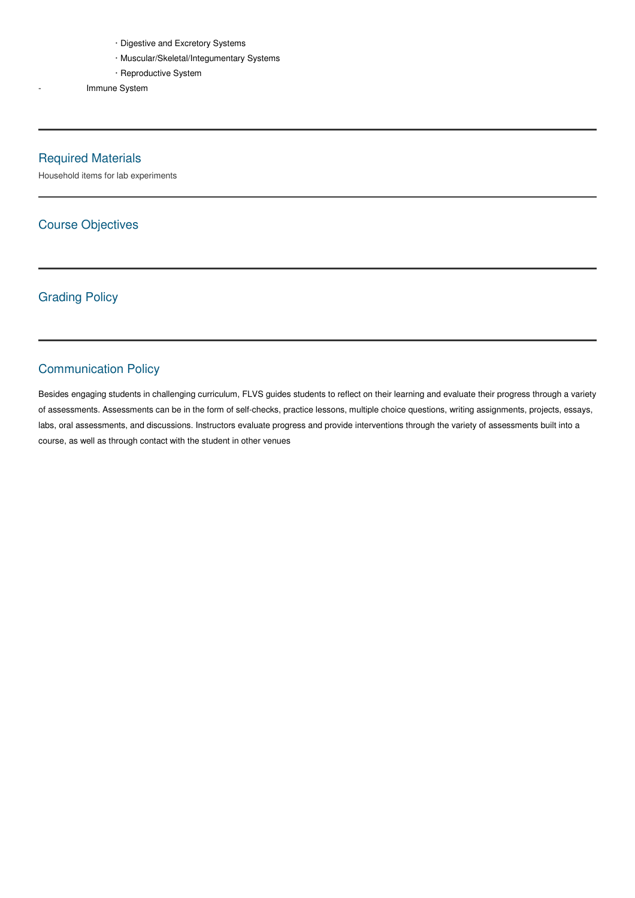- Digestive and Excretory Systems
- Muscular/Skeletal/Integumentary Systems
- Reproductive System

- Immune System

---

## Required Materials

Household items for lab experiments

---

## Course Objectives

---

## Grading Policy

---

## Communication Policy

Besides engaging students in challenging curriculum, FLVS guides students to reflect on their learning and evaluate their progress through a variety of assessments. Assessments can be in the form of self-checks, practice lessons, multiple choice questions, writing assignments, projects, essays, labs, oral assessments, and discussions. Instructors evaluate progress and provide interventions through the variety of assessments built into a course, as well as through contact with the student in other venues